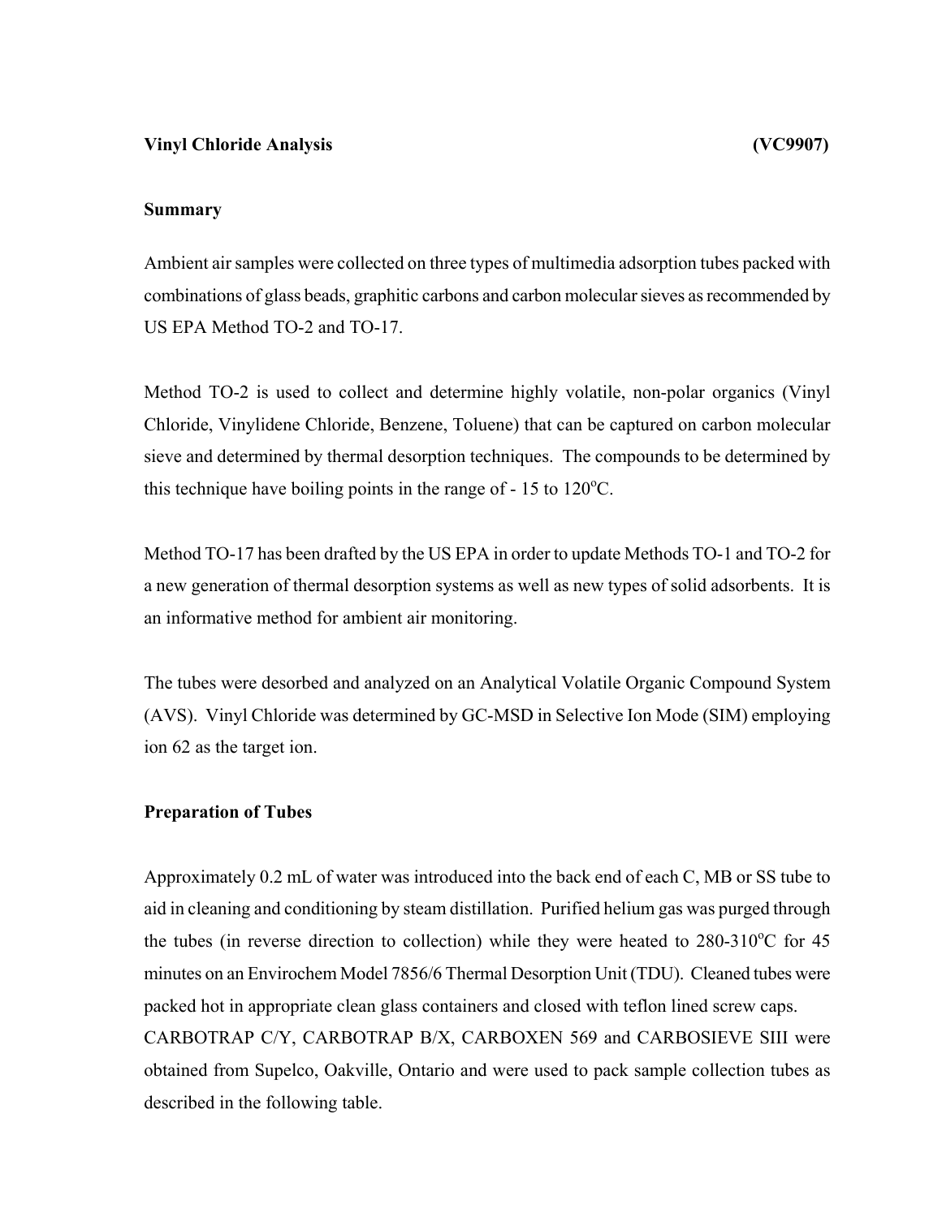**Vinyl Chloride Analysis (VC9907)**

**Summary**

Ambient air samples were collected on three types of multimedia adsorption tubes packed with combinations of glass beads, graphitic carbons and carbon molecular sieves as recommended by US EPA Method TO-2 and TO-17.

Method TO-2 is used to collect and determine highly volatile, non-polar organics (Vinyl Chloride, Vinylidene Chloride, Benzene, Toluene) that can be captured on carbon molecular sieve and determined by thermal desorption techniques. The compounds to be determined by this technique have boiling points in the range of - 15 to 120$^{o}$C.

Method TO-17 has been drafted by the US EPA in order to update Methods TO-1 and TO-2 for a new generation of thermal desorption systems as well as new types of solid adsorbents. It is an informative method for ambient air monitoring.

The tubes were desorbed and analyzed on an Analytical Volatile Organic Compound System (AVS). Vinyl Chloride was determined by GC-MSD in Selective Ion Mode (SIM) employing ion 62 as the target ion.

**Preparation of Tubes**

Approximately 0.2 mL of water was introduced into the back end of each C, MB or SS tube to aid in cleaning and conditioning by steam distillation. Purified helium gas was purged through the tubes (in reverse direction to collection) while they were heated to 280-310$^{o}$C for 45 minutes on an Envirochem Model 7856/6 Thermal Desorption Unit (TDU). Cleaned tubes were packed hot in appropriate clean glass containers and closed with teflon lined screw caps.
CARBOTRAP C/Y, CARBOTRAP B/X, CARBOXEN 569 and CARBOSIEVE SIII were obtained from Supelco, Oakville, Ontario and were used to pack sample collection tubes as described in the following table.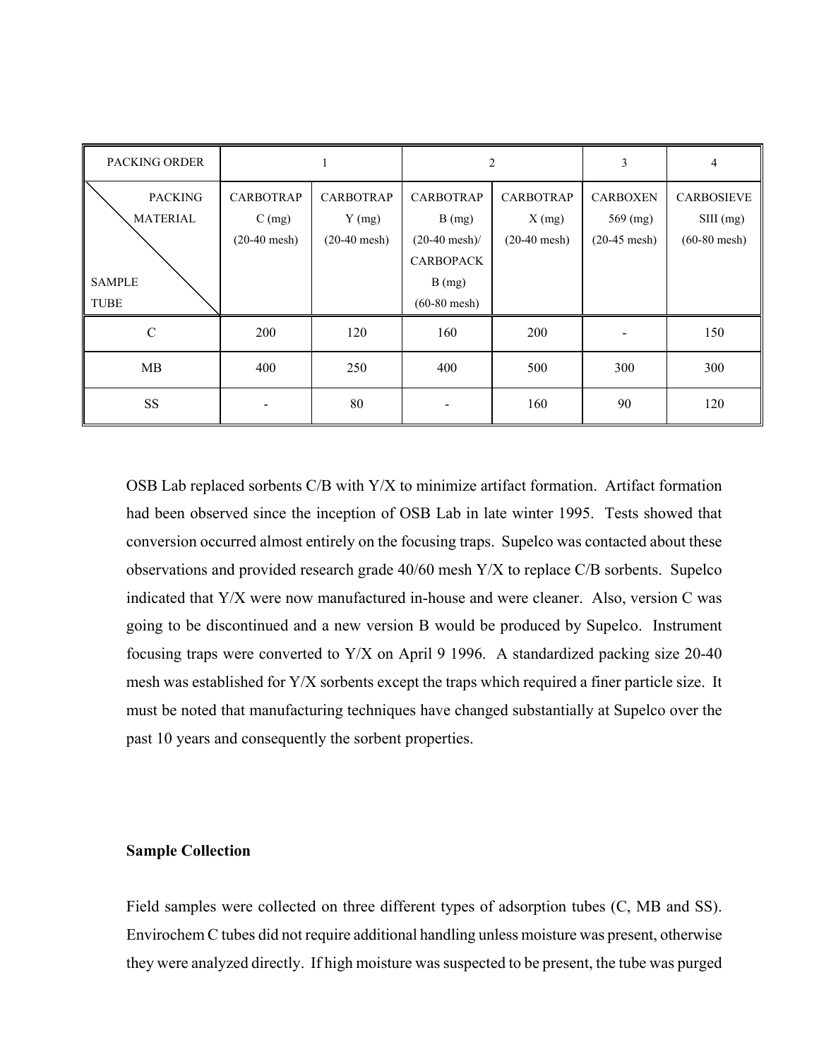| PACKING ORDER | 1 | | 2 | | 3 | 4 |
|---|---|---|---|---|---|---|
| PACKING MATERIAL / SAMPLE TUBE | CARBOTRAP C (mg) (20-40 mesh) | CARBOTRAP Y (mg) (20-40 mesh) | CARBOTRAP B (mg) (20-40 mesh)/ CARBOPACK B (mg) (60-80 mesh) | CARBOTRAP X (mg) (20-40 mesh) | CARBOXEN 569 (mg) (20-45 mesh) | CARBOSIEVE SIII (mg) (60-80 mesh) |
| C | 200 | 120 | 160 | 200 | - | 150 |
| MB | 400 | 250 | 400 | 500 | 300 | 300 |
| SS | - | 80 | - | 160 | 90 | 120 |

OSB Lab replaced sorbents C/B with Y/X to minimize artifact formation. Artifact formation had been observed since the inception of OSB Lab in late winter 1995. Tests showed that conversion occurred almost entirely on the focusing traps. Supelco was contacted about these observations and provided research grade 40/60 mesh Y/X to replace C/B sorbents. Supelco indicated that Y/X were now manufactured in-house and were cleaner. Also, version C was going to be discontinued and a new version B would be produced by Supelco. Instrument focusing traps were converted to Y/X on April 9 1996. A standardized packing size 20-40 mesh was established for Y/X sorbents except the traps which required a finer particle size. It must be noted that manufacturing techniques have changed substantially at Supelco over the past 10 years and consequently the sorbent properties.

**Sample Collection**

Field samples were collected on three different types of adsorption tubes (C, MB and SS). Envirochem C tubes did not require additional handling unless moisture was present, otherwise they were analyzed directly. If high moisture was suspected to be present, the tube was purged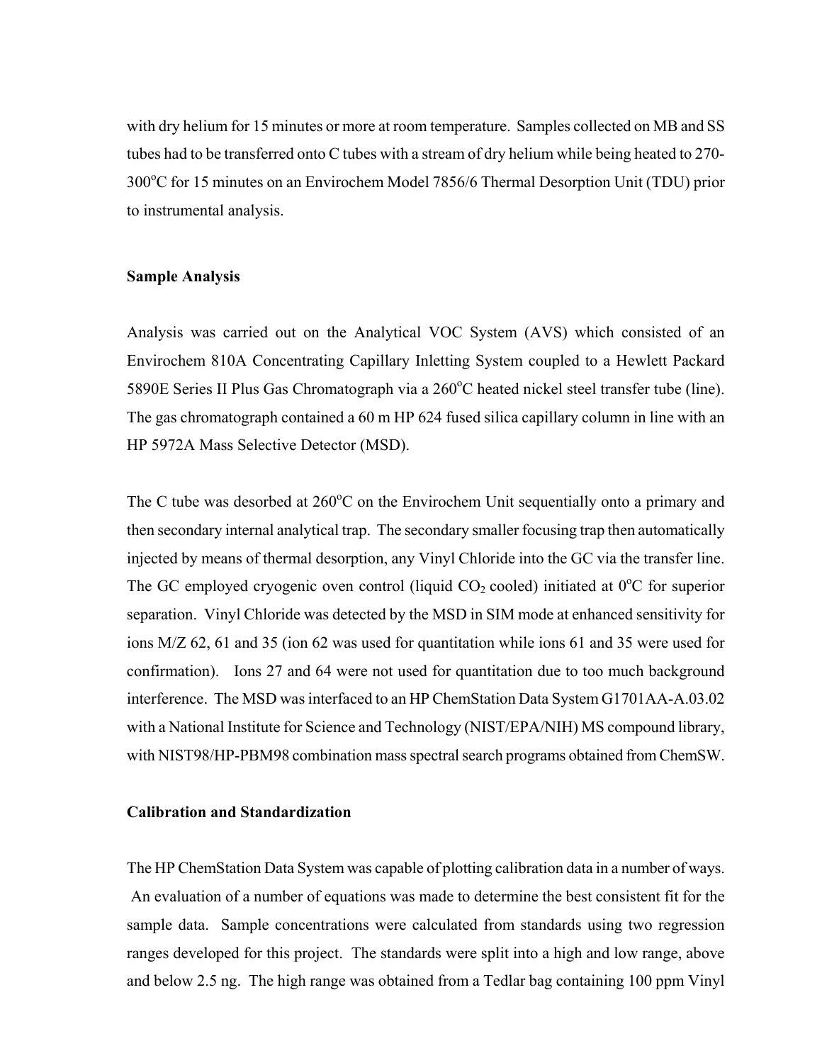with dry helium for 15 minutes or more at room temperature. Samples collected on MB and SS tubes had to be transferred onto C tubes with a stream of dry helium while being heated to 270-300$^{o}$C for 15 minutes on an Envirochem Model 7856/6 Thermal Desorption Unit (TDU) prior to instrumental analysis.

**Sample Analysis**

Analysis was carried out on the Analytical VOC System (AVS) which consisted of an Envirochem 810A Concentrating Capillary Inletting System coupled to a Hewlett Packard 5890E Series II Plus Gas Chromatograph via a 260$^{o}$C heated nickel steel transfer tube (line). The gas chromatograph contained a 60 m HP 624 fused silica capillary column in line with an HP 5972A Mass Selective Detector (MSD).

The C tube was desorbed at 260$^{o}$C on the Envirochem Unit sequentially onto a primary and then secondary internal analytical trap. The secondary smaller focusing trap then automatically injected by means of thermal desorption, any Vinyl Chloride into the GC via the transfer line. The GC employed cryogenic oven control (liquid $CO_2$ cooled) initiated at 0$^{o}$C for superior separation. Vinyl Chloride was detected by the MSD in SIM mode at enhanced sensitivity for ions M/Z 62, 61 and 35 (ion 62 was used for quantitation while ions 61 and 35 were used for confirmation). Ions 27 and 64 were not used for quantitation due to too much background interference. The MSD was interfaced to an HP ChemStation Data System G1701AA-A.03.02 with a National Institute for Science and Technology (NIST/EPA/NIH) MS compound library, with NIST98/HP-PBM98 combination mass spectral search programs obtained from ChemSW.

**Calibration and Standardization**

The HP ChemStation Data System was capable of plotting calibration data in a number of ways. An evaluation of a number of equations was made to determine the best consistent fit for the sample data. Sample concentrations were calculated from standards using two regression ranges developed for this project. The standards were split into a high and low range, above and below 2.5 ng. The high range was obtained from a Tedlar bag containing 100 ppm Vinyl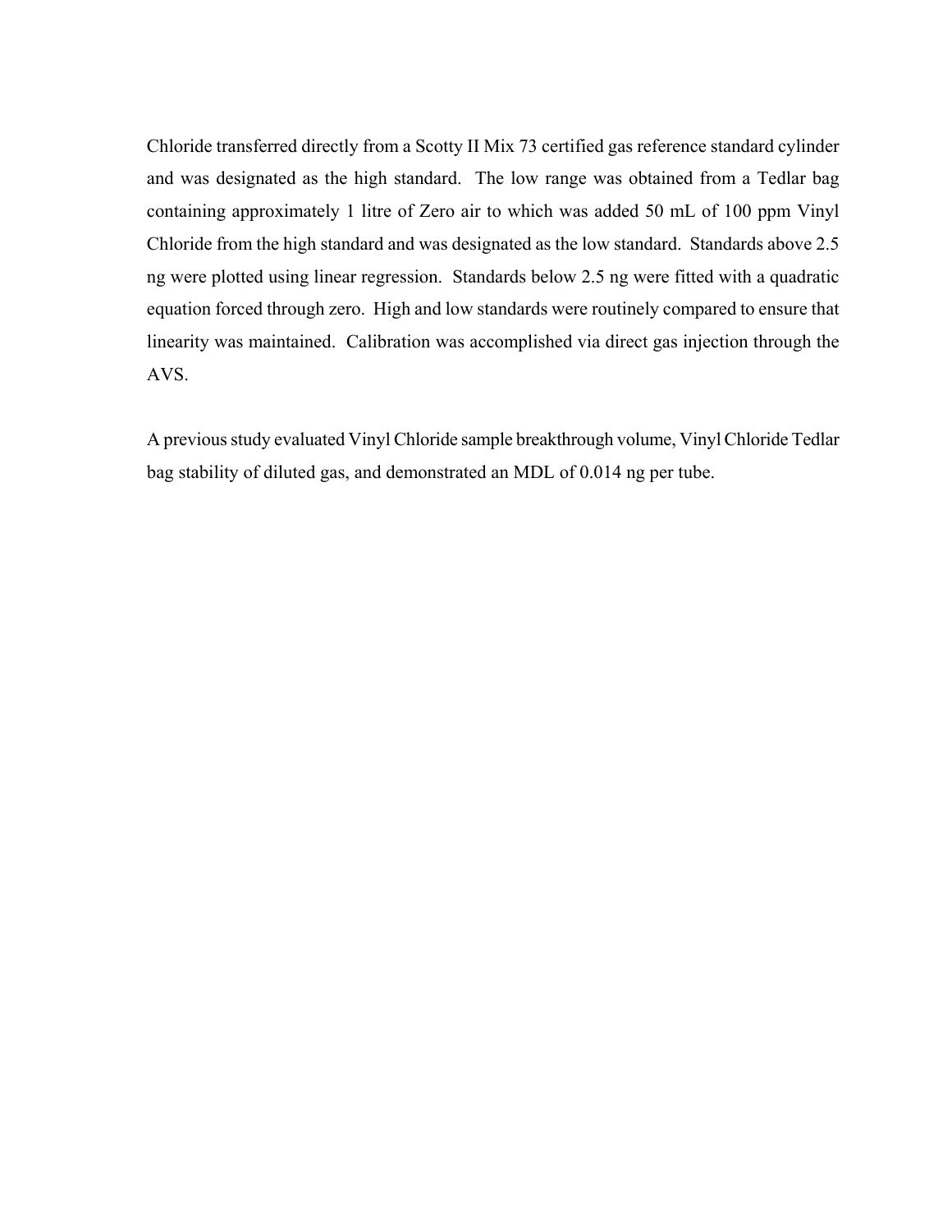Chloride transferred directly from a Scotty II Mix 73 certified gas reference standard cylinder and was designated as the high standard. The low range was obtained from a Tedlar bag containing approximately 1 litre of Zero air to which was added 50 mL of 100 ppm Vinyl Chloride from the high standard and was designated as the low standard. Standards above 2.5 ng were plotted using linear regression. Standards below 2.5 ng were fitted with a quadratic equation forced through zero. High and low standards were routinely compared to ensure that linearity was maintained. Calibration was accomplished via direct gas injection through the AVS.

A previous study evaluated Vinyl Chloride sample breakthrough volume, Vinyl Chloride Tedlar bag stability of diluted gas, and demonstrated an MDL of 0.014 ng per tube.